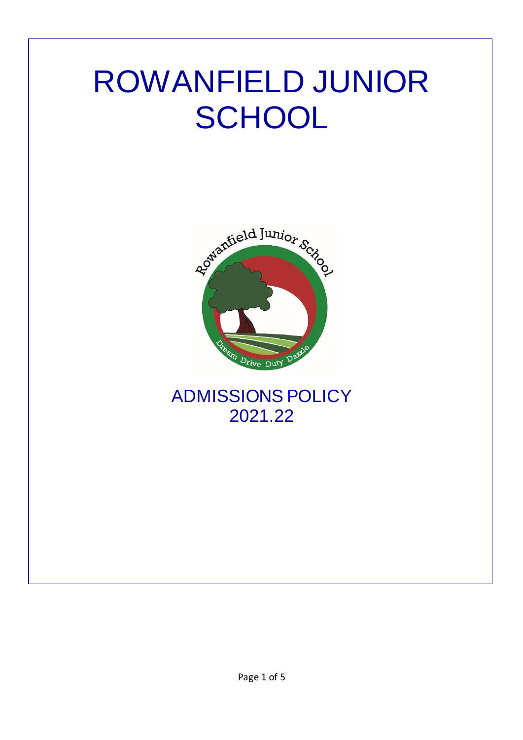# ROWANFIELD JUNIOR SCHOOL

## ADMISSIONS POLICY
## 2021.22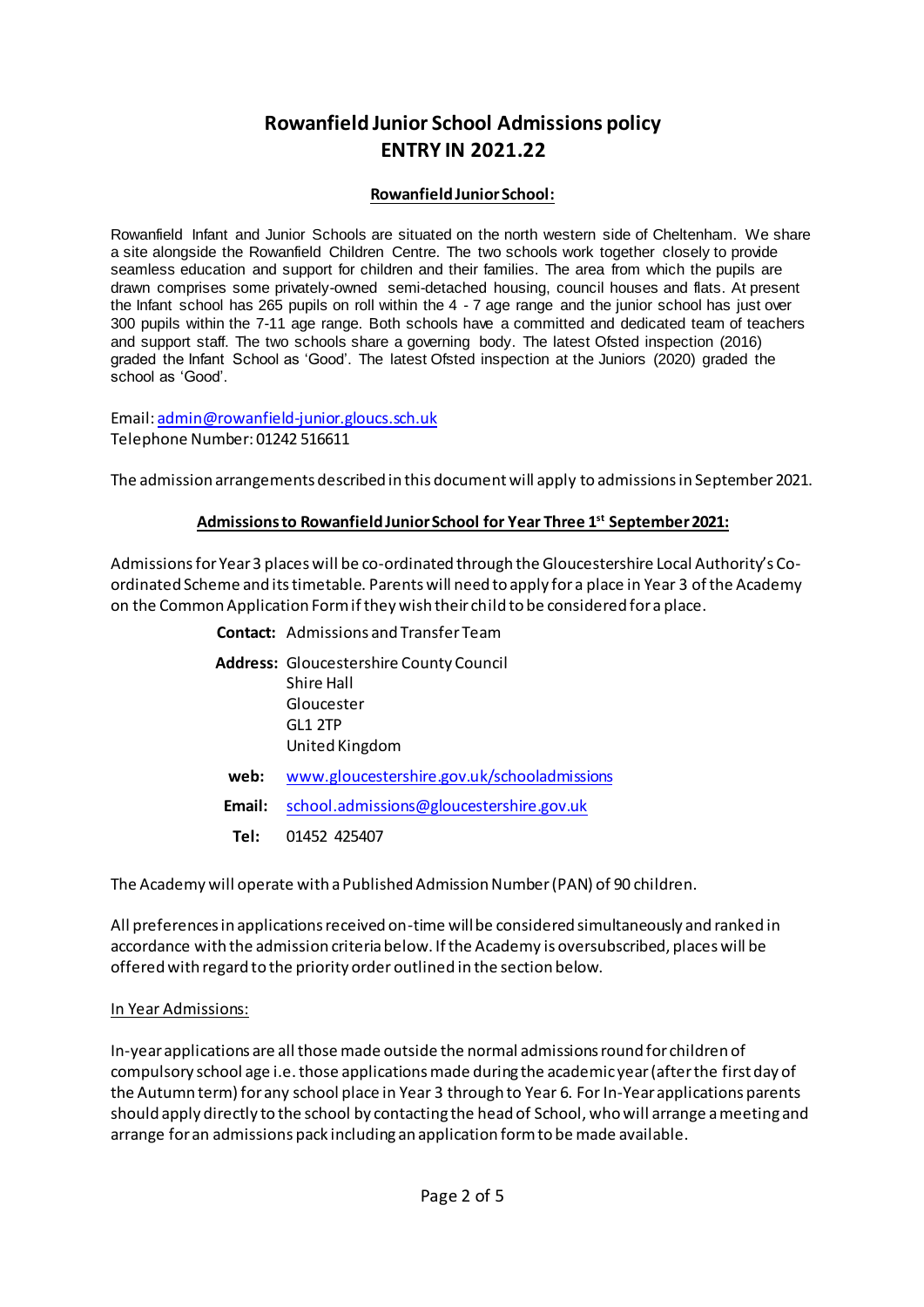# Rowanfield Junior School Admissions policy
# ENTRY IN 2021.22

### Rowanfield Junior School:

Rowanfield Infant and Junior Schools are situated on the north western side of Cheltenham. We share a site alongside the Rowanfield Children Centre. The two schools work together closely to provide seamless education and support for children and their families. The area from which the pupils are drawn comprises some privately-owned semi-detached housing, council houses and flats. At present the Infant school has 265 pupils on roll within the 4 - 7 age range and the junior school has just over 300 pupils within the 7-11 age range. Both schools have a committed and dedicated team of teachers and support staff. The two schools share a governing body. The latest Ofsted inspection (2016) graded the Infant School as 'Good'. The latest Ofsted inspection at the Juniors (2020) graded the school as 'Good'.

Email: admin@rowanfield-junior.gloucs.sch.uk
Telephone Number: 01242 516611

The admission arrangements described in this document will apply to admissions in September 2021.

### Admissions to Rowanfield Junior School for Year Three 1st September 2021:

Admissions for Year 3 places will be co-ordinated through the Gloucestershire Local Authority's Co-ordinated Scheme and its timetable. Parents will need to apply for a place in Year 3 of the Academy on the Common Application Form if they wish their child to be considered for a place.

**Contact:** Admissions and Transfer Team

**Address:** Gloucestershire County Council
Shire Hall
Gloucester
GL1 2TP
United Kingdom

**web:** www.gloucestershire.gov.uk/schooladmissions

**Email:** school.admissions@gloucestershire.gov.uk

**Tel:** 01452 425407

The Academy will operate with a Published Admission Number (PAN) of 90 children.

All preferences in applications received on-time will be considered simultaneously and ranked in accordance with the admission criteria below. If the Academy is oversubscribed, places will be offered with regard to the priority order outlined in the section below.

In Year Admissions:

In-year applications are all those made outside the normal admissions round for children of compulsory school age i.e. those applications made during the academic year (after the first day of the Autumn term) for any school place in Year 3 through to Year 6. For In-Year applications parents should apply directly to the school by contacting the head of School, who will arrange a meeting and arrange for an admissions pack including an application form to be made available.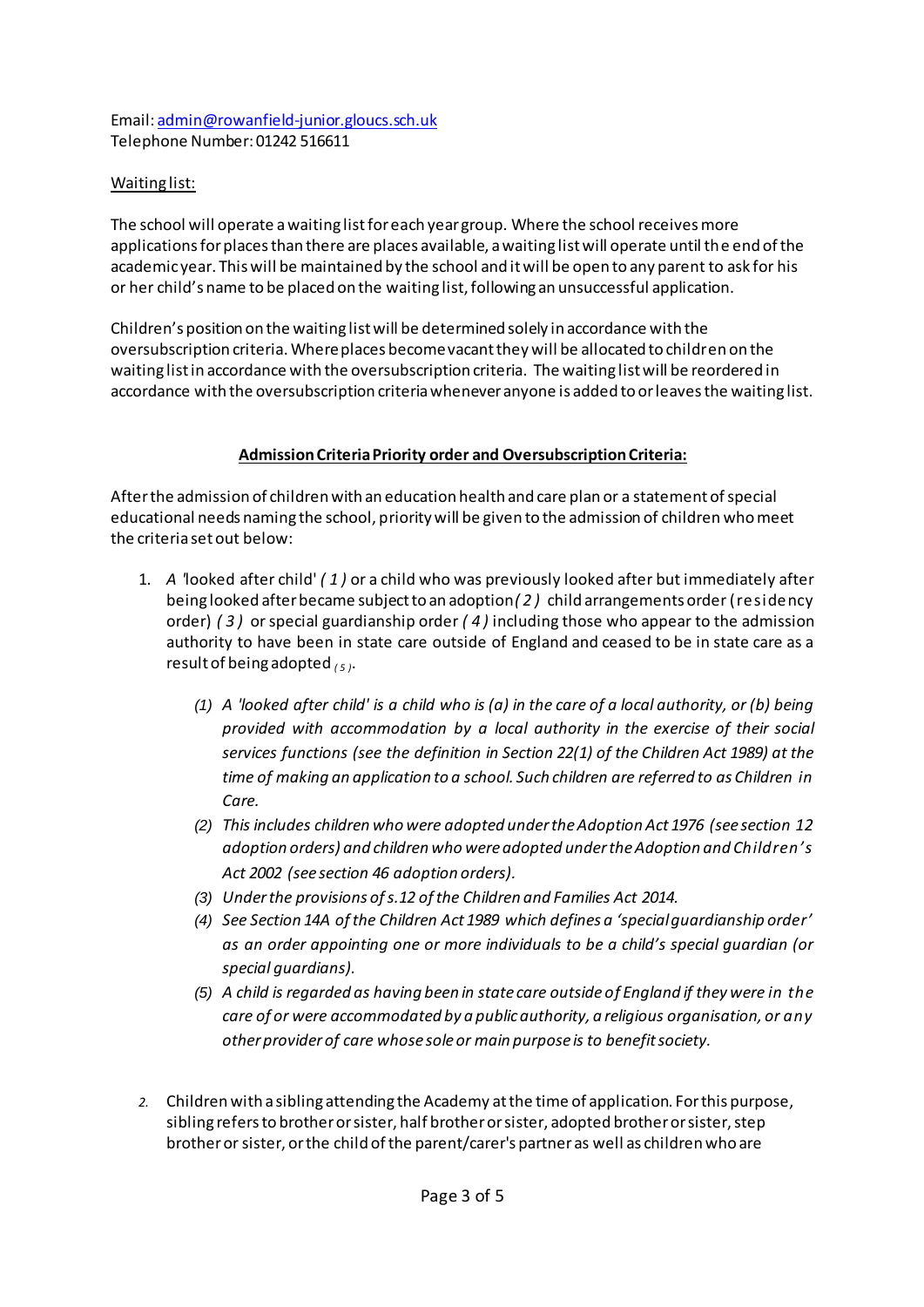Email: admin@rowanfield-junior.gloucs.sch.uk
Telephone Number: 01242 516611

Waiting list:

The school will operate a waiting list for each year group. Where the school receives more applications for places than there are places available, a waiting list will operate until the end of the academic year. This will be maintained by the school and it will be open to any parent to ask for his or her child's name to be placed on the waiting list, following an unsuccessful application.

Children's position on the waiting list will be determined solely in accordance with the oversubscription criteria. Where places become vacant they will be allocated to children on the waiting list in accordance with the oversubscription criteria. The waiting list will be reordered in accordance with the oversubscription criteria whenever anyone is added to or leaves the waiting list.

## **Admission Criteria Priority order and Oversubscription Criteria:**

After the admission of children with an education health and care plan or a statement of special educational needs naming the school, priority will be given to the admission of children who meet the criteria set out below:

1. *A* 'looked after child' *( 1 )* or a child who was previously looked after but immediately after being looked after became subject to an adoption *( 2 )* child arrangements order (residency order) *( 3 )* or special guardianship order *( 4 )* including those who appear to the admission authority to have been in state care outside of England and ceased to be in state care as a result of being adopted *( 5 )*.

    *(1) A 'looked after child' is a child who is (a) in the care of a local authority, or (b) being provided with accommodation by a local authority in the exercise of their social services functions (see the definition in Section 22(1) of the Children Act 1989) at the time of making an application to a school. Such children are referred to as Children in Care.*
    
    *(2) This includes children who were adopted under the Adoption Act 1976 (see section 12 adoption orders) and children who were adopted under the Adoption and Children's Act 2002 (see section 46 adoption orders).*
    
    *(3) Under the provisions of s.12 of the Children and Families Act 2014.*
    
    *(4) See Section 14A of the Children Act 1989 which defines a 'special guardianship order' as an order appointing one or more individuals to be a child's special guardian (or special guardians).*
    
    *(5) A child is regarded as having been in state care outside of England if they were in the care of or were accommodated by a public authority, a religious organisation, or any other provider of care whose sole or main purpose is to benefit society.*

2. Children with a sibling attending the Academy at the time of application. For this purpose, sibling refers to brother or sister, half brother or sister, adopted brother or sister, step brother or sister, or the child of the parent/carer's partner as well as children who are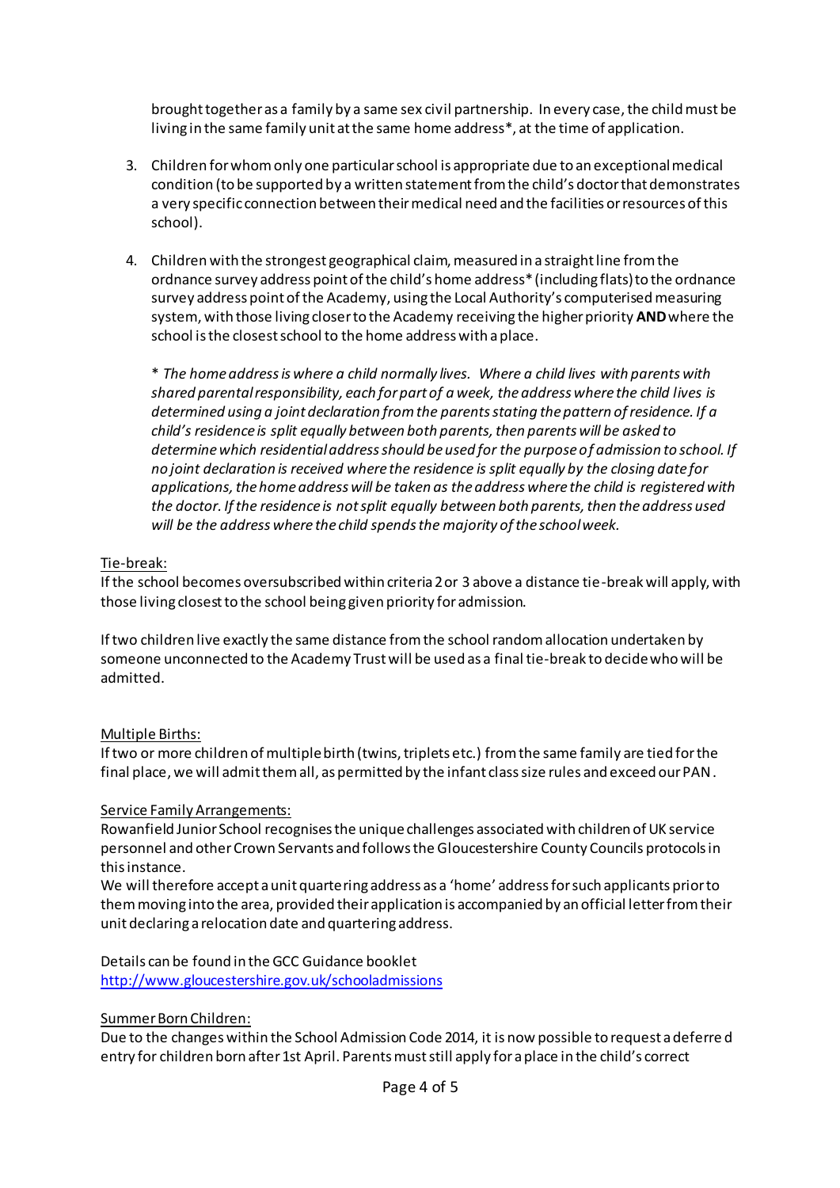brought together as a family by a same sex civil partnership. In every case, the child must be living in the same family unit at the same home address*, at the time of application.

3. Children for whom only one particular school is appropriate due to an exceptional medical condition (to be supported by a written statement from the child's doctor that demonstrates a very specific connection between their medical need and the facilities or resources of this school).

4. Children with the strongest geographical claim, measured in a straight line from the ordnance survey address point of the child's home address* (including flats) to the ordnance survey address point of the Academy, using the Local Authority's computerised measuring system, with those living closer to the Academy receiving the higher priority **AND** where the school is the closest school to the home address with a place.

   * *The home address is where a child normally lives. Where a child lives with parents with shared parental responsibility, each for part of a week, the address where the child lives is determined using a joint declaration from the parents stating the pattern of residence. If a child's residence is split equally between both parents, then parents will be asked to determine which residential address should be used for the purpose of admission to school. If no joint declaration is received where the residence is split equally by the closing date for applications, the home address will be taken as the address where the child is registered with the doctor. If the residence is not split equally between both parents, then the address used will be the address where the child spends the majority of the school week.*

<u>Tie-break:</u>

If the school becomes oversubscribed within criteria 2 or 3 above a distance tie-break will apply, with those living closest to the school being given priority for admission.

If two children live exactly the same distance from the school random allocation undertaken by someone unconnected to the Academy Trust will be used as a final tie-break to decide who will be admitted.

<u>Multiple Births:</u>

If two or more children of multiple birth (twins, triplets etc.) from the same family are tied for the final place, we will admit them all, as permitted by the infant class size rules and exceed our PAN.

<u>Service Family Arrangements:</u>

Rowanfield Junior School recognises the unique challenges associated with children of UK service personnel and other Crown Servants and follows the Gloucestershire County Councils protocols in this instance.

We will therefore accept a unit quartering address as a 'home' address for such applicants prior to them moving into the area, provided their application is accompanied by an official letter from their unit declaring a relocation date and quartering address.

Details can be found in the GCC Guidance booklet
[http://www.gloucestershire.gov.uk/schooladmissions](http://www.gloucestershire.gov.uk/schooladmissions)

<u>Summer Born Children:</u>

Due to the changes within the School Admission Code 2014, it is now possible to request a deferred entry for children born after 1st April. Parents must still apply for a place in the child's correct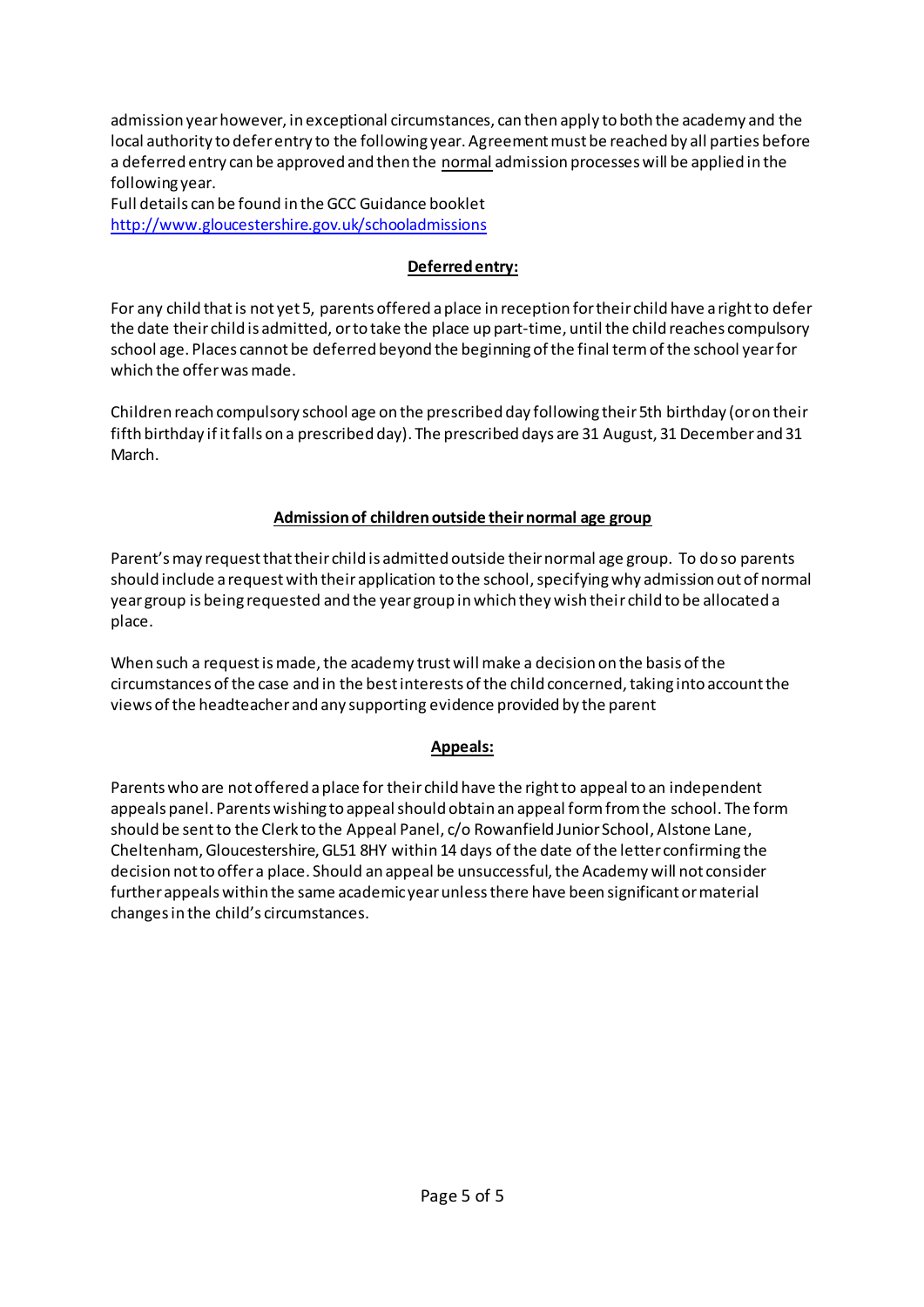admission year however, in exceptional circumstances, can then apply to both the academy and the local authority to defer entry to the following year. Agreement must be reached by all parties before a deferred entry can be approved and then the normal admission processes will be applied in the following year.
Full details can be found in the GCC Guidance booklet
http://www.gloucestershire.gov.uk/schooladmissions

**Deferred entry:**

For any child that is not yet 5, parents offered a place in reception for their child have a right to defer the date their child is admitted, or to take the place up part-time, until the child reaches compulsory school age. Places cannot be deferred beyond the beginning of the final term of the school year for which the offer was made.

Children reach compulsory school age on the prescribed day following their 5th birthday (or on their fifth birthday if it falls on a prescribed day). The prescribed days are 31 August, 31 December and 31 March.

**Admission of children outside their normal age group**

Parent's may request that their child is admitted outside their normal age group. To do so parents should include a request with their application to the school, specifying why admission out of normal year group is being requested and the year group in which they wish their child to be allocated a place.

When such a request is made, the academy trust will make a decision on the basis of the circumstances of the case and in the best interests of the child concerned, taking into account the views of the headteacher and any supporting evidence provided by the parent

**Appeals:**

Parents who are not offered a place for their child have the right to appeal to an independent appeals panel. Parents wishing to appeal should obtain an appeal form from the school. The form should be sent to the Clerk to the Appeal Panel, c/o Rowanfield Junior School, Alstone Lane, Cheltenham, Gloucestershire, GL51 8HY within 14 days of the date of the letter confirming the decision not to offer a place. Should an appeal be unsuccessful, the Academy will not consider further appeals within the same academic year unless there have been significant or material changes in the child's circumstances.